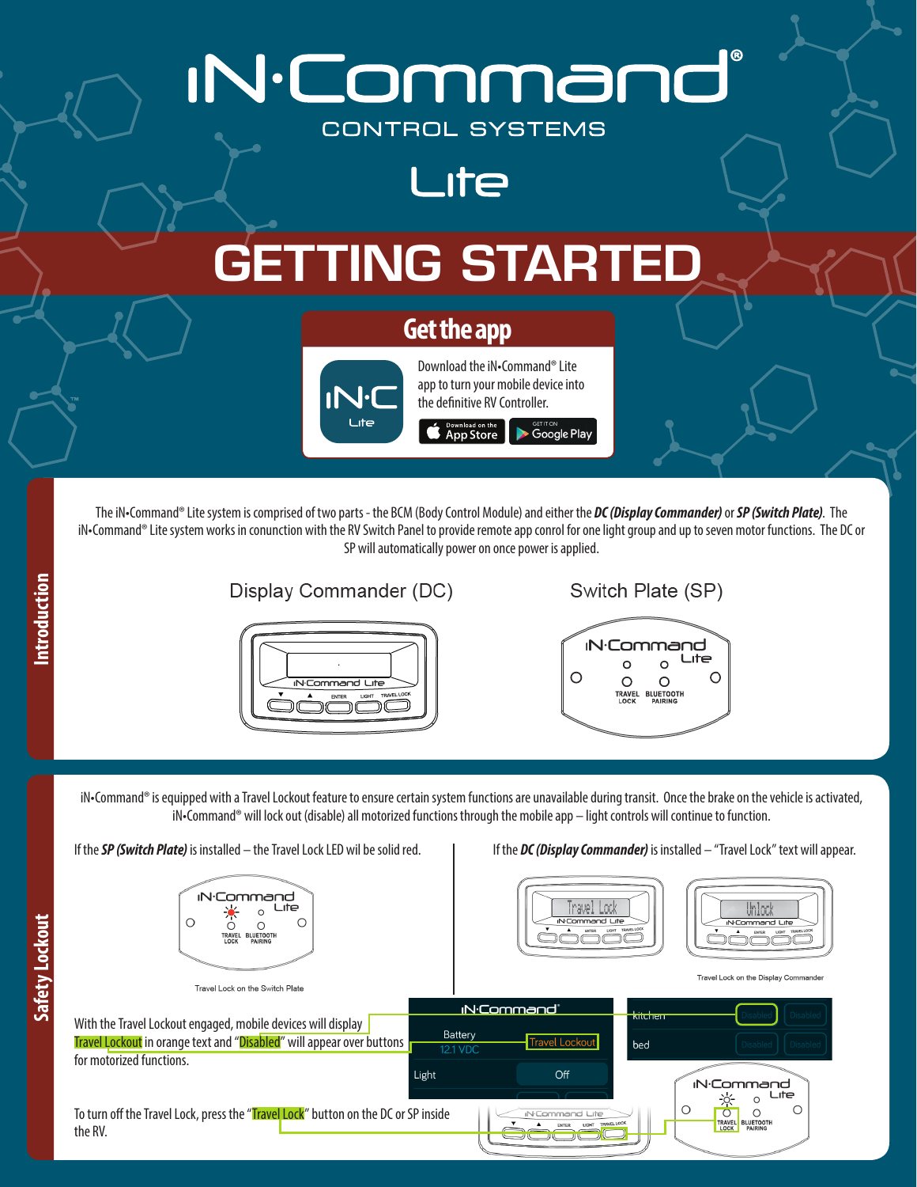# iN·Command®

CONTROL SYSTEMS

Lite

# GETTING STARTED

## Get the app

Download the iN•Command® Lite app to turn your mobile device into the definitive RV Controller.

Download on the App Store | GET IT ON Google Play

## Introduction

The iN•Command® Lite system is comprised of two parts - the BCM (Body Control Module) and either the ***DC (Display Commander)*** or ***SP (Switch Plate)***. The iN•Command® Lite system works in conunction with the RV Switch Panel to provide remote app conrol for one light group and up to seven motor functions. The DC or SP will automatically power on once power is applied.

Display Commander (DC)

Switch Plate (SP)

## Safety Lockout

iN•Command® is equipped with a Travel Lockout feature to ensure certain system functions are unavailable during transit. Once the brake on the vehicle is activated, iN•Command® will lock out (disable) all motorized functions through the mobile app – light controls will continue to function.

If the ***SP (Switch Plate)*** is installed – the Travel Lock LED wil be solid red.

Travel Lock on the Switch Plate

If the ***DC (Display Commander)*** is installed – "Travel Lock" text will appear.

Travel Lock on the Display Commander

With the Travel Lockout engaged, mobile devices will display Travel Lockout in orange text and "Disabled" will appear over buttons for motorized functions.

To turn off the Travel Lock, press the "Travel Lock" button on the DC or SP inside the RV.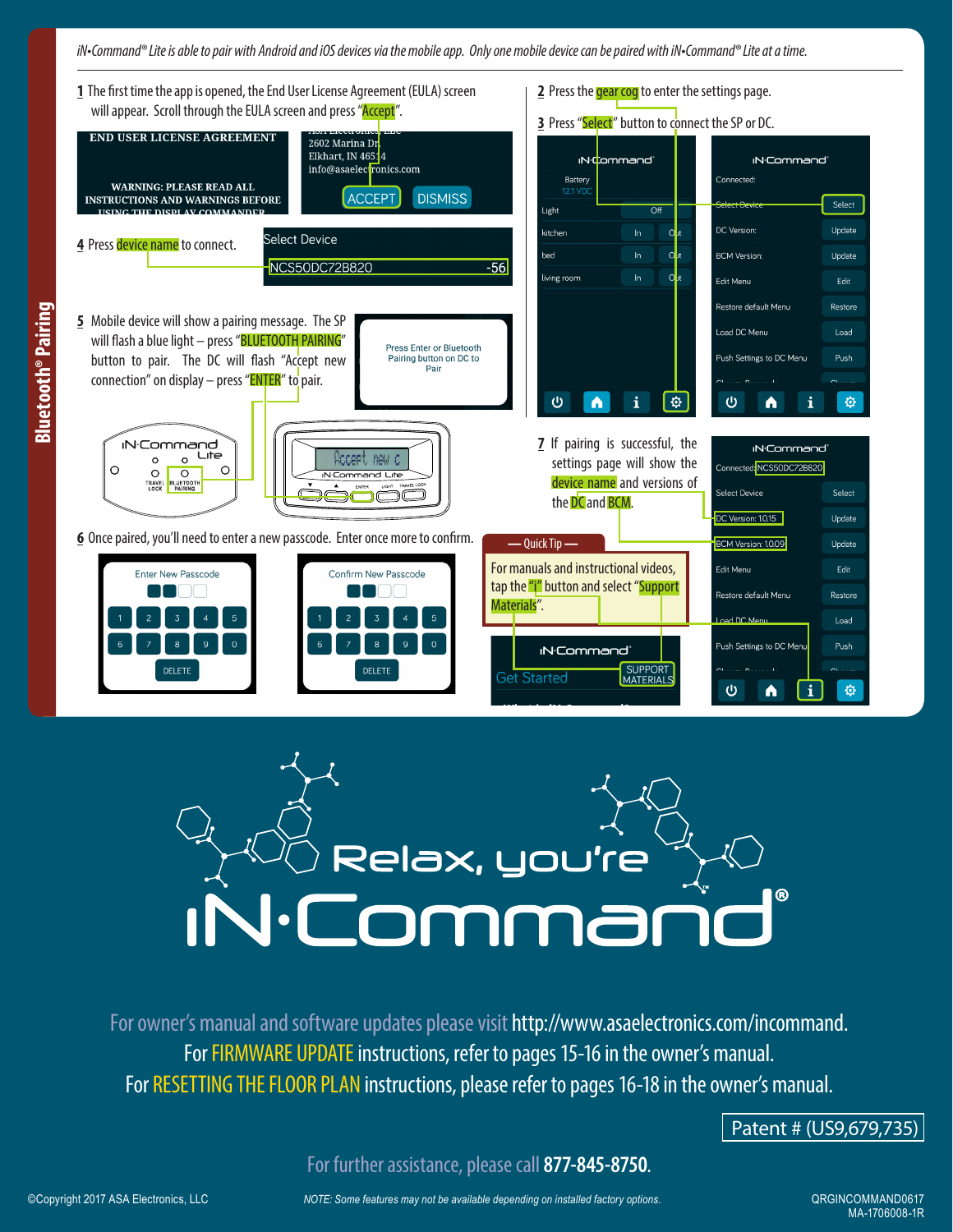## Bluetooth® Pairing

*iN•Command® Lite is able to pair with Android and iOS devices via the mobile app. Only one mobile device can be paired with iN•Command® Lite at a time.*

1. The first time the app is opened, the End User License Agreement (EULA) screen will appear. Scroll through the EULA screen and press "Accept".

2. Press the gear cog to enter the settings page.

3. Press "Select" button to connect the SP or DC.

4. Press device name to connect.

5. Mobile device will show a pairing message. The SP will flash a blue light – press "BLUETOOTH PAIRING" button to pair. The DC will flash "Accept new connection" on display – press "ENTER" to pair.

6. Once paired, you'll need to enter a new passcode. Enter once more to confirm.

7. If pairing is successful, the settings page will show the device name and versions of the DC and BCM.

**— Quick Tip —**

For manuals and instructional videos, tap the "i" button and select "Support Materials".

# Relax, you're iN·Command®

For owner's manual and software updates please visit http://www.asaelectronics.com/incommand.

For FIRMWARE UPDATE instructions, refer to pages 15-16 in the owner's manual.

For RESETTING THE FLOOR PLAN instructions, please refer to pages 16-18 in the owner's manual.

Patent # (US9,679,735)

For further assistance, please call **877-845-8750**.

©Copyright 2017 ASA Electronics, LLC

*NOTE: Some features may not be available depending on installed factory options.*

QRGINCOMMAND0617
MA-1706008-1R